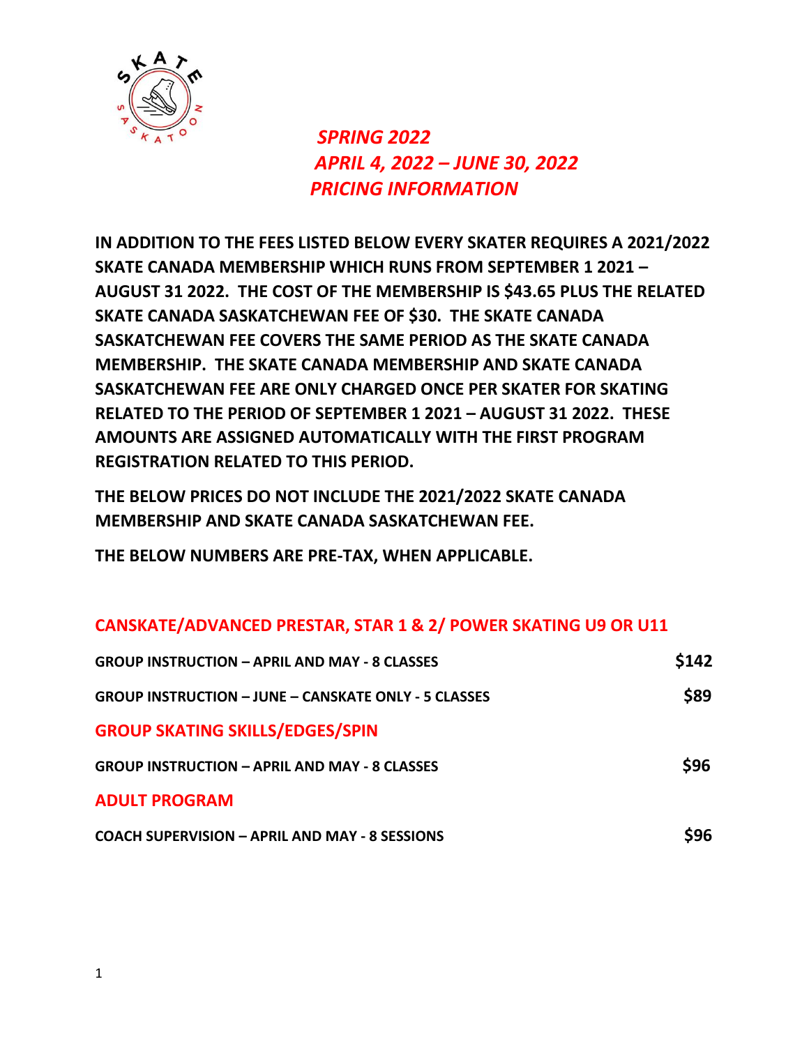# *SPRING 2022*
# *APRIL 4, 2022 – JUNE 30, 2022*
# *PRICING INFORMATION*

**IN ADDITION TO THE FEES LISTED BELOW EVERY SKATER REQUIRES A 2021/2022 SKATE CANADA MEMBERSHIP WHICH RUNS FROM SEPTEMBER 1 2021 – AUGUST 31 2022. THE COST OF THE MEMBERSHIP IS $43.65 PLUS THE RELATED SKATE CANADA SASKATCHEWAN FEE OF $30. THE SKATE CANADA SASKATCHEWAN FEE COVERS THE SAME PERIOD AS THE SKATE CANADA MEMBERSHIP. THE SKATE CANADA MEMBERSHIP AND SKATE CANADA SASKATCHEWAN FEE ARE ONLY CHARGED ONCE PER SKATER FOR SKATING RELATED TO THE PERIOD OF SEPTEMBER 1 2021 – AUGUST 31 2022. THESE AMOUNTS ARE ASSIGNED AUTOMATICALLY WITH THE FIRST PROGRAM REGISTRATION RELATED TO THIS PERIOD.**

**THE BELOW PRICES DO NOT INCLUDE THE 2021/2022 SKATE CANADA MEMBERSHIP AND SKATE CANADA SASKATCHEWAN FEE.**

**THE BELOW NUMBERS ARE PRE-TAX, WHEN APPLICABLE.**

## CANSKATE/ADVANCED PRESTAR, STAR 1 & 2/ POWER SKATING U9 OR U11

| | |
|---|---|
| **GROUP INSTRUCTION – APRIL AND MAY - 8 CLASSES** | **$142** |
| **GROUP INSTRUCTION – JUNE – CANSKATE ONLY - 5 CLASSES** | **$89** |

## GROUP SKATING SKILLS/EDGES/SPIN

| | |
|---|---|
| **GROUP INSTRUCTION – APRIL AND MAY - 8 CLASSES** | **$96** |

## ADULT PROGRAM

| | |
|---|---|
| **COACH SUPERVISION – APRIL AND MAY - 8 SESSIONS** | **$96** |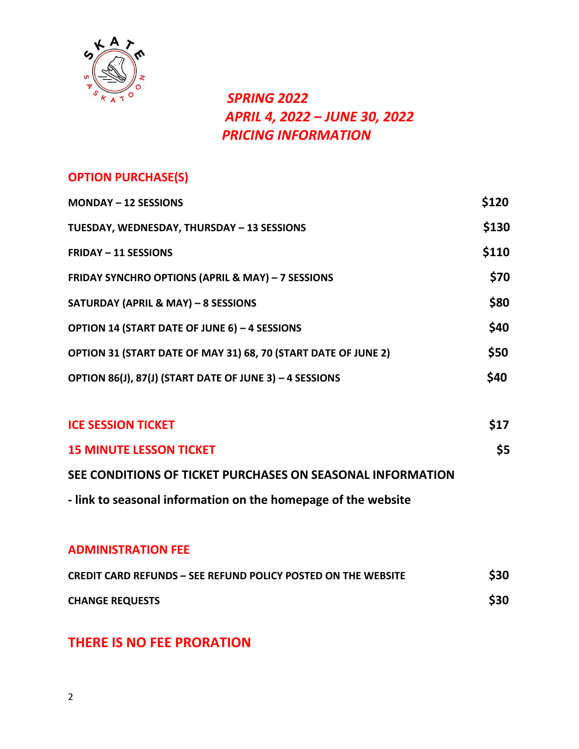# *SPRING 2022*
# *APRIL 4, 2022 – JUNE 30, 2022*
# *PRICING INFORMATION*

## OPTION PURCHASE(S)

| | |
|---|---|
| MONDAY – 12 SESSIONS | $120 |
| TUESDAY, WEDNESDAY, THURSDAY – 13 SESSIONS | $130 |
| FRIDAY – 11 SESSIONS | $110 |
| FRIDAY SYNCHRO OPTIONS (APRIL & MAY) – 7 SESSIONS | $70 |
| SATURDAY (APRIL & MAY) – 8 SESSIONS | $80 |
| OPTION 14 (START DATE OF JUNE 6) – 4 SESSIONS | $40 |
| OPTION 31 (START DATE OF MAY 31) 68, 70 (START DATE OF JUNE 2) | $50 |
| OPTION 86(J), 87(J) (START DATE OF JUNE 3) – 4 SESSIONS | $40 |

| | |
|---|---|
| **ICE SESSION TICKET** | $17 |
| **15 MINUTE LESSON TICKET** | $5 |

**SEE CONDITIONS OF TICKET PURCHASES ON SEASONAL INFORMATION**

**- link to seasonal information on the homepage of the website**

## ADMINISTRATION FEE

| | |
|---|---|
| CREDIT CARD REFUNDS – SEE REFUND POLICY POSTED ON THE WEBSITE | $30 |
| CHANGE REQUESTS | $30 |

## THERE IS NO FEE PRORATION